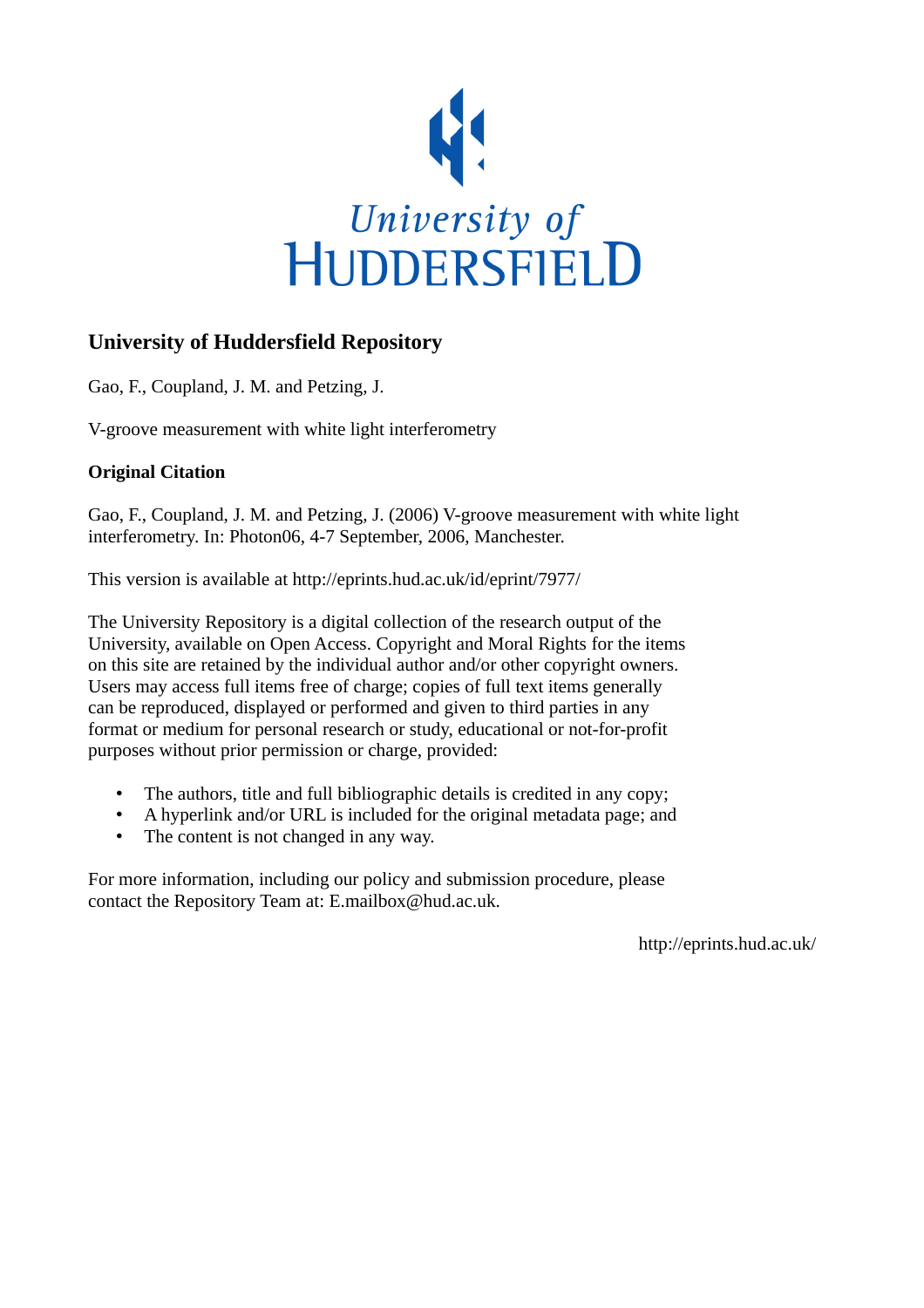University of HUDDERSFIELD

## University of Huddersfield Repository

Gao, F., Coupland, J. M. and Petzing, J.

V-groove measurement with white light interferometry

**Original Citation**

Gao, F., Coupland, J. M. and Petzing, J. (2006) V-groove measurement with white light interferometry. In: Photon06, 4-7 September, 2006, Manchester.

This version is available at http://eprints.hud.ac.uk/id/eprint/7977/

The University Repository is a digital collection of the research output of the University, available on Open Access. Copyright and Moral Rights for the items on this site are retained by the individual author and/or other copyright owners. Users may access full items free of charge; copies of full text items generally can be reproduced, displayed or performed and given to third parties in any format or medium for personal research or study, educational or not-for-profit purposes without prior permission or charge, provided:

- The authors, title and full bibliographic details is credited in any copy;
- A hyperlink and/or URL is included for the original metadata page; and
- The content is not changed in any way.

For more information, including our policy and submission procedure, please contact the Repository Team at: E.mailbox@hud.ac.uk.

http://eprints.hud.ac.uk/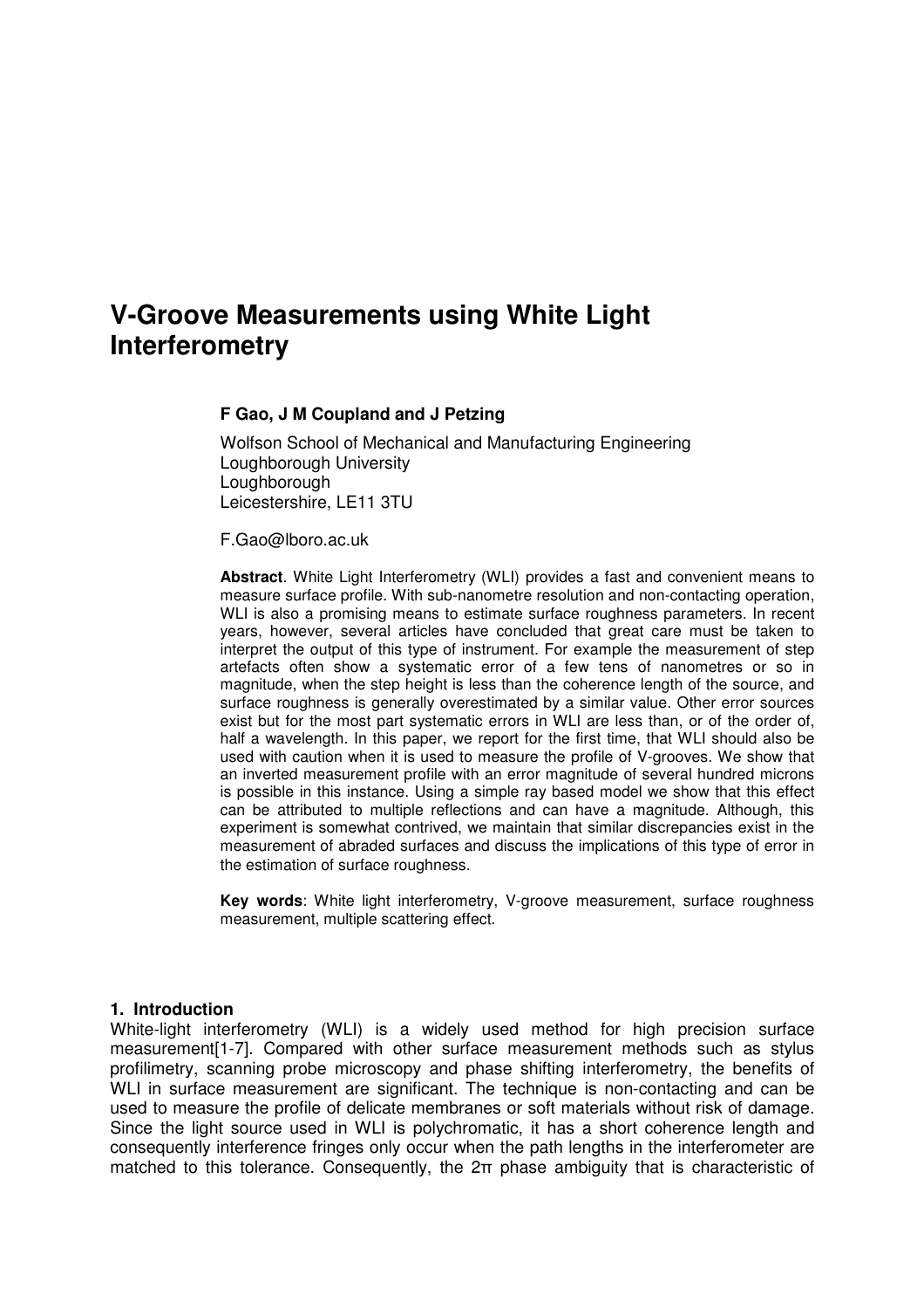# V-Groove Measurements using White Light Interferometry

**F Gao, J M Coupland and J Petzing**

Wolfson School of Mechanical and Manufacturing Engineering
Loughborough University
Loughborough
Leicestershire, LE11 3TU

F.Gao@lboro.ac.uk

**Abstract**. White Light Interferometry (WLI) provides a fast and convenient means to measure surface profile. With sub-nanometre resolution and non-contacting operation, WLI is also a promising means to estimate surface roughness parameters. In recent years, however, several articles have concluded that great care must be taken to interpret the output of this type of instrument. For example the measurement of step artefacts often show a systematic error of a few tens of nanometres or so in magnitude, when the step height is less than the coherence length of the source, and surface roughness is generally overestimated by a similar value. Other error sources exist but for the most part systematic errors in WLI are less than, or of the order of, half a wavelength. In this paper, we report for the first time, that WLI should also be used with caution when it is used to measure the profile of V-grooves. We show that an inverted measurement profile with an error magnitude of several hundred microns is possible in this instance. Using a simple ray based model we show that this effect can be attributed to multiple reflections and can have a magnitude. Although, this experiment is somewhat contrived, we maintain that similar discrepancies exist in the measurement of abraded surfaces and discuss the implications of this type of error in the estimation of surface roughness.

**Key words**: White light interferometry, V-groove measurement, surface roughness measurement, multiple scattering effect.

## 1. Introduction

White-light interferometry (WLI) is a widely used method for high precision surface measurement[1-7]. Compared with other surface measurement methods such as stylus profilimetry, scanning probe microscopy and phase shifting interferometry, the benefits of WLI in surface measurement are significant. The technique is non-contacting and can be used to measure the profile of delicate membranes or soft materials without risk of damage. Since the light source used in WLI is polychromatic, it has a short coherence length and consequently interference fringes only occur when the path lengths in the interferometer are matched to this tolerance. Consequently, the 2π phase ambiguity that is characteristic of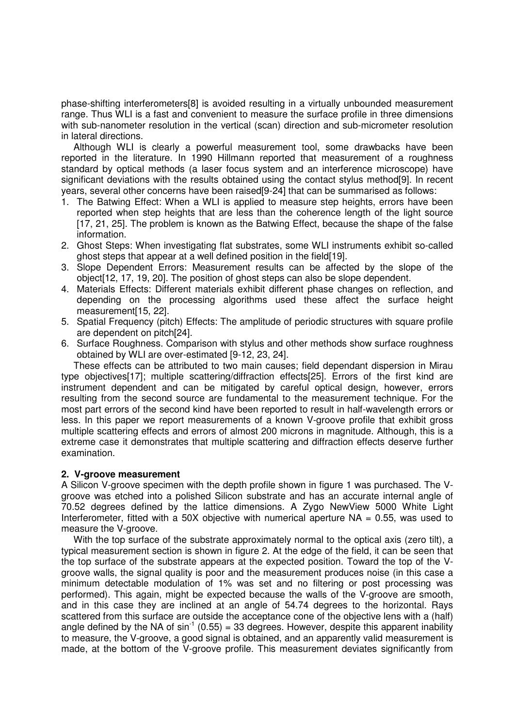phase-shifting interferometers[8] is avoided resulting in a virtually unbounded measurement range. Thus WLI is a fast and convenient to measure the surface profile in three dimensions with sub-nanometer resolution in the vertical (scan) direction and sub-micrometer resolution in lateral directions.

Although WLI is clearly a powerful measurement tool, some drawbacks have been reported in the literature. In 1990 Hillmann reported that measurement of a roughness standard by optical methods (a laser focus system and an interference microscope) have significant deviations with the results obtained using the contact stylus method[9]. In recent years, several other concerns have been raised[9-24] that can be summarised as follows:

1. The Batwing Effect: When a WLI is applied to measure step heights, errors have been reported when step heights that are less than the coherence length of the light source [17, 21, 25]. The problem is known as the Batwing Effect, because the shape of the false information.
2. Ghost Steps: When investigating flat substrates, some WLI instruments exhibit so-called ghost steps that appear at a well defined position in the field[19].
3. Slope Dependent Errors: Measurement results can be affected by the slope of the object[12, 17, 19, 20]. The position of ghost steps can also be slope dependent.
4. Materials Effects: Different materials exhibit different phase changes on reflection, and depending on the processing algorithms used these affect the surface height measurement[15, 22].
5. Spatial Frequency (pitch) Effects: The amplitude of periodic structures with square profile are dependent on pitch[24].
6. Surface Roughness. Comparison with stylus and other methods show surface roughness obtained by WLI are over-estimated [9-12, 23, 24].

These effects can be attributed to two main causes; field dependant dispersion in Mirau type objectives[17]; multiple scattering/diffraction effects[25]. Errors of the first kind are instrument dependent and can be mitigated by careful optical design, however, errors resulting from the second source are fundamental to the measurement technique. For the most part errors of the second kind have been reported to result in half-wavelength errors or less. In this paper we report measurements of a known V-groove profile that exhibit gross multiple scattering effects and errors of almost 200 microns in magnitude. Although, this is a extreme case it demonstrates that multiple scattering and diffraction effects deserve further examination.

## 2. V-groove measurement

A Silicon V-groove specimen with the depth profile shown in figure 1 was purchased. The V-groove was etched into a polished Silicon substrate and has an accurate internal angle of 70.52 degrees defined by the lattice dimensions. A Zygo NewView 5000 White Light Interferometer, fitted with a 50X objective with numerical aperture NA = 0.55, was used to measure the V-groove.

With the top surface of the substrate approximately normal to the optical axis (zero tilt), a typical measurement section is shown in figure 2. At the edge of the field, it can be seen that the top surface of the substrate appears at the expected position. Toward the top of the V-groove walls, the signal quality is poor and the measurement produces noise (in this case a minimum detectable modulation of 1% was set and no filtering or post processing was performed). This again, might be expected because the walls of the V-groove are smooth, and in this case they are inclined at an angle of 54.74 degrees to the horizontal. Rays scattered from this surface are outside the acceptance cone of the objective lens with a (half) angle defined by the NA of $\sin^{-1}(0.55) = 33$ degrees. However, despite this apparent inability to measure, the V-groove, a good signal is obtained, and an apparently valid measurement is made, at the bottom of the V-groove profile. This measurement deviates significantly from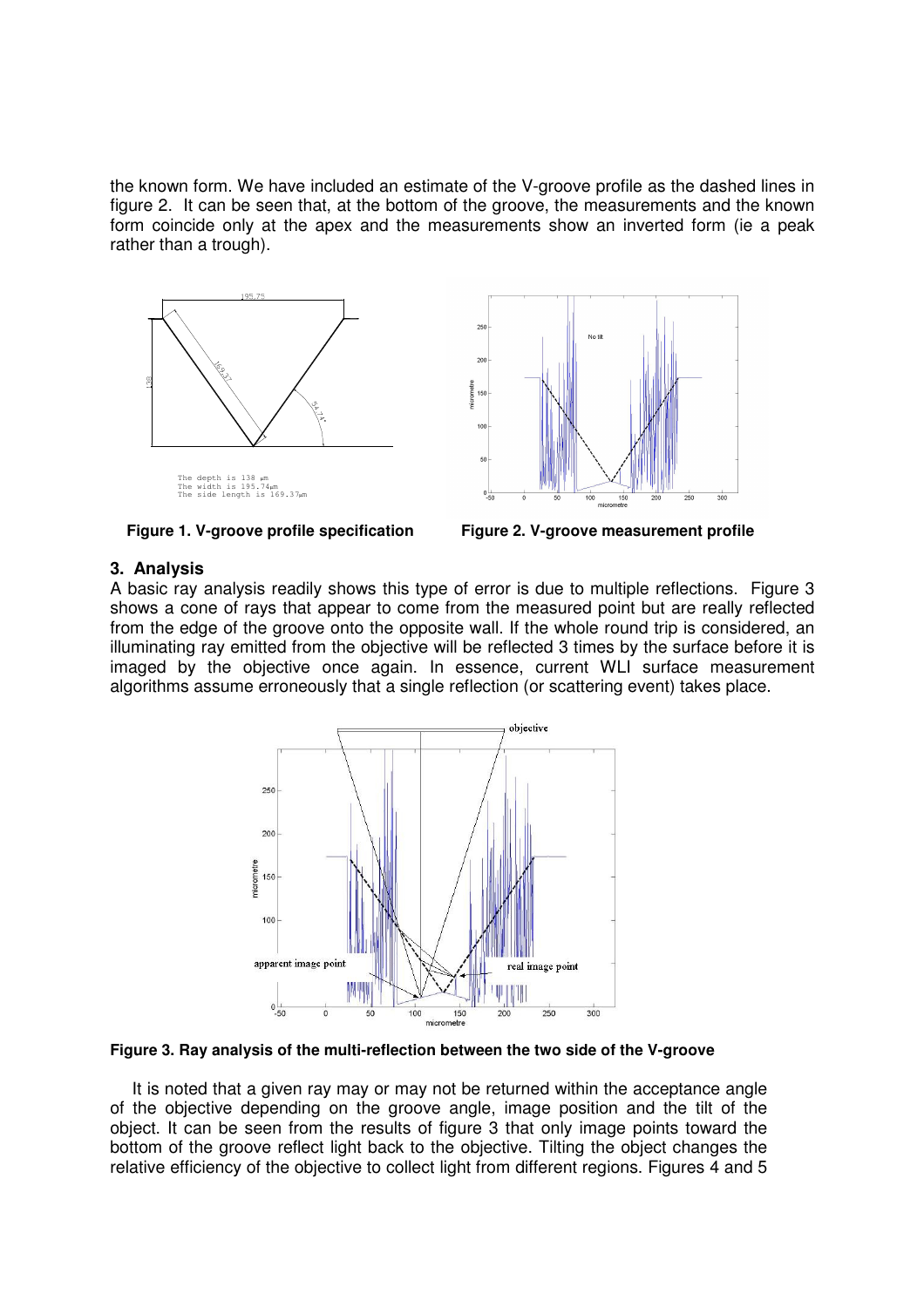the known form. We have included an estimate of the V-groove profile as the dashed lines in figure 2. It can be seen that, at the bottom of the groove, the measurements and the known form coincide only at the apex and the measurements show an inverted form (ie a peak rather than a trough).

**Figure 1. V-groove profile specification**

**Figure 2. V-groove measurement profile**

## 3. Analysis

A basic ray analysis readily shows this type of error is due to multiple reflections. Figure 3 shows a cone of rays that appear to come from the measured point but are really reflected from the edge of the groove onto the opposite wall. If the whole round trip is considered, an illuminating ray emitted from the objective will be reflected 3 times by the surface before it is imaged by the objective once again. In essence, current WLI surface measurement algorithms assume erroneously that a single reflection (or scattering event) takes place.

**Figure 3. Ray analysis of the multi-reflection between the two side of the V-groove**

It is noted that a given ray may or may not be returned within the acceptance angle of the objective depending on the groove angle, image position and the tilt of the object. It can be seen from the results of figure 3 that only image points toward the bottom of the groove reflect light back to the objective. Tilting the object changes the relative efficiency of the objective to collect light from different regions. Figures 4 and 5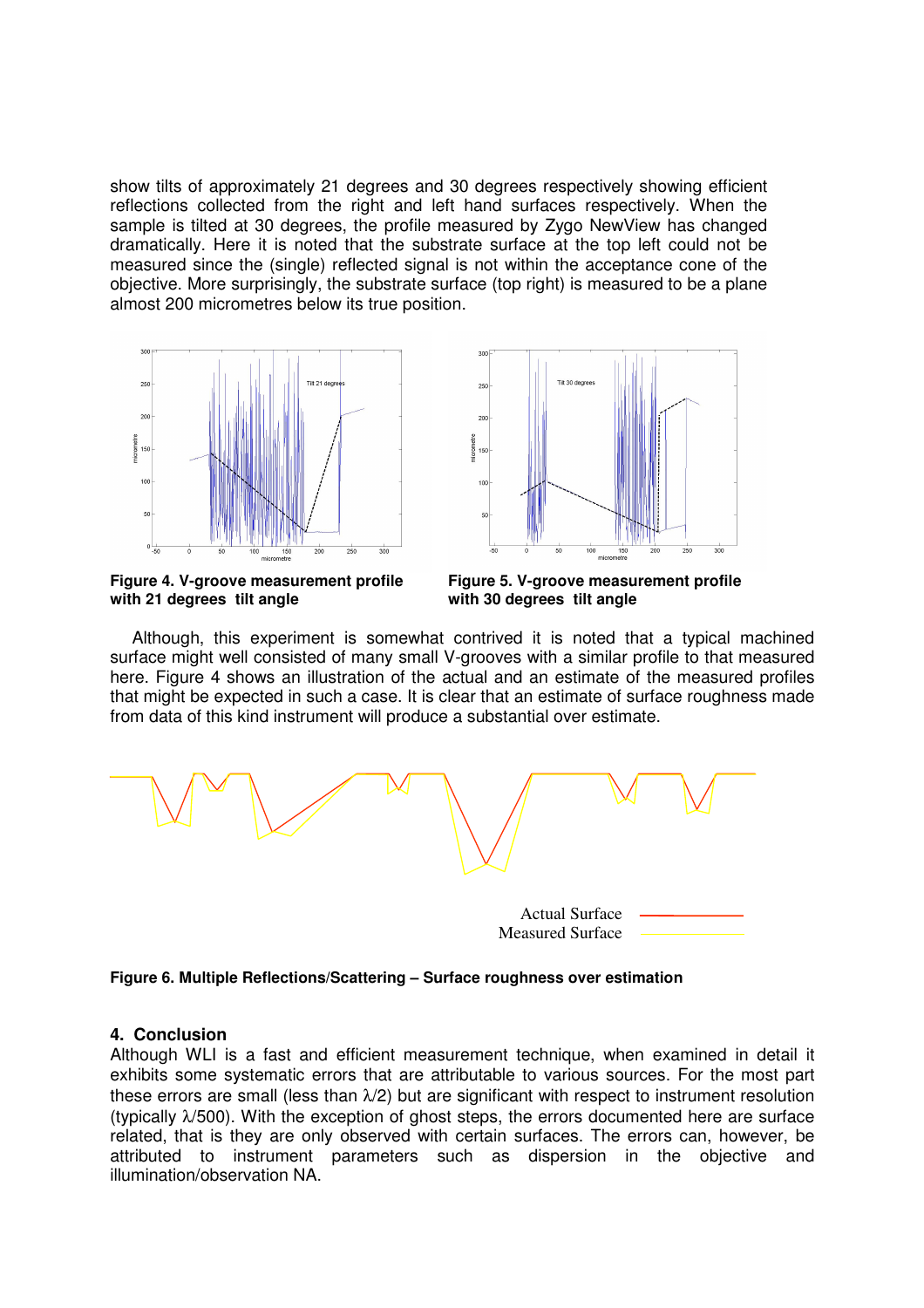show tilts of approximately 21 degrees and 30 degrees respectively showing efficient reflections collected from the right and left hand surfaces respectively. When the sample is tilted at 30 degrees, the profile measured by Zygo NewView has changed dramatically. Here it is noted that the substrate surface at the top left could not be measured since the (single) reflected signal is not within the acceptance cone of the objective. More surprisingly, the substrate surface (top right) is measured to be a plane almost 200 micrometres below its true position.

**Figure 4. V-groove measurement profile with 21 degrees tilt angle**

**Figure 5. V-groove measurement profile with 30 degrees tilt angle**

Although, this experiment is somewhat contrived it is noted that a typical machined surface might well consisted of many small V-grooves with a similar profile to that measured here. Figure 4 shows an illustration of the actual and an estimate of the measured profiles that might be expected in such a case. It is clear that an estimate of surface roughness made from data of this kind instrument will produce a substantial over estimate.

**Figure 6. Multiple Reflections/Scattering – Surface roughness over estimation**

## 4. Conclusion

Although WLI is a fast and efficient measurement technique, when examined in detail it exhibits some systematic errors that are attributable to various sources. For the most part these errors are small (less than $\lambda/2$) but are significant with respect to instrument resolution (typically $\lambda/500$). With the exception of ghost steps, the errors documented here are surface related, that is they are only observed with certain surfaces. The errors can, however, be attributed to instrument parameters such as dispersion in the objective and illumination/observation NA.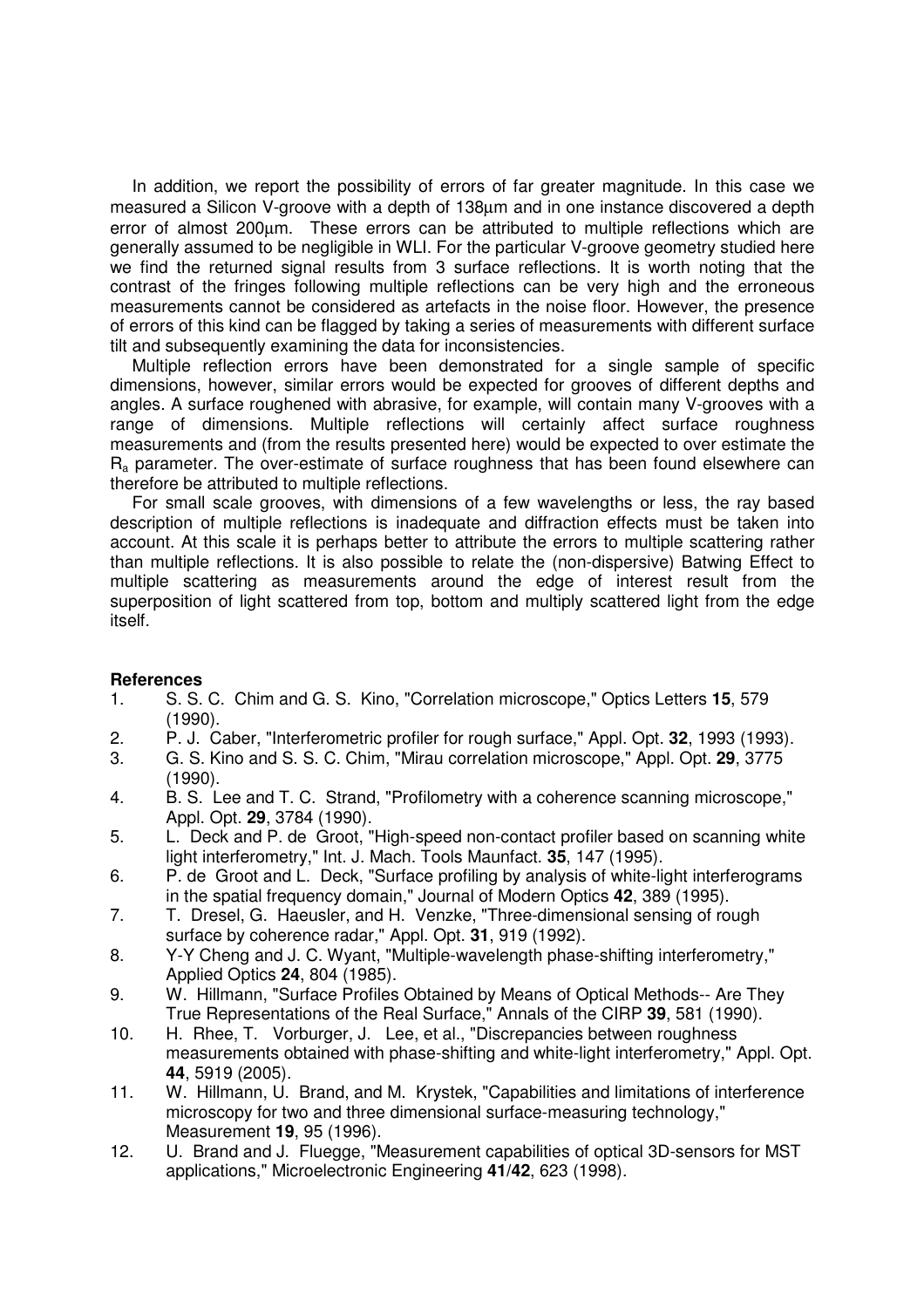In addition, we report the possibility of errors of far greater magnitude. In this case we measured a Silicon V-groove with a depth of 138μm and in one instance discovered a depth error of almost 200μm. These errors can be attributed to multiple reflections which are generally assumed to be negligible in WLI. For the particular V-groove geometry studied here we find the returned signal results from 3 surface reflections. It is worth noting that the contrast of the fringes following multiple reflections can be very high and the erroneous measurements cannot be considered as artefacts in the noise floor. However, the presence of errors of this kind can be flagged by taking a series of measurements with different surface tilt and subsequently examining the data for inconsistencies.

Multiple reflection errors have been demonstrated for a single sample of specific dimensions, however, similar errors would be expected for grooves of different depths and angles. A surface roughened with abrasive, for example, will contain many V-grooves with a range of dimensions. Multiple reflections will certainly affect surface roughness measurements and (from the results presented here) would be expected to over estimate the $R_a$ parameter. The over-estimate of surface roughness that has been found elsewhere can therefore be attributed to multiple reflections.

For small scale grooves, with dimensions of a few wavelengths or less, the ray based description of multiple reflections is inadequate and diffraction effects must be taken into account. At this scale it is perhaps better to attribute the errors to multiple scattering rather than multiple reflections. It is also possible to relate the (non-dispersive) Batwing Effect to multiple scattering as measurements around the edge of interest result from the superposition of light scattered from top, bottom and multiply scattered light from the edge itself.

**References**

1. S. S. C. Chim and G. S. Kino, "Correlation microscope," Optics Letters **15**, 579 (1990).
2. P. J. Caber, "Interferometric profiler for rough surface," Appl. Opt. **32**, 1993 (1993).
3. G. S. Kino and S. S. C. Chim, "Mirau correlation microscope," Appl. Opt. **29**, 3775 (1990).
4. B. S. Lee and T. C. Strand, "Profilometry with a coherence scanning microscope," Appl. Opt. **29**, 3784 (1990).
5. L. Deck and P. de Groot, "High-speed non-contact profiler based on scanning white light interferometry," Int. J. Mach. Tools Maunfact. **35**, 147 (1995).
6. P. de Groot and L. Deck, "Surface profiling by analysis of white-light interferograms in the spatial frequency domain," Journal of Modern Optics **42**, 389 (1995).
7. T. Dresel, G. Haeusler, and H. Venzke, "Three-dimensional sensing of rough surface by coherence radar," Appl. Opt. **31**, 919 (1992).
8. Y-Y Cheng and J. C. Wyant, "Multiple-wavelength phase-shifting interferometry," Applied Optics **24**, 804 (1985).
9. W. Hillmann, "Surface Profiles Obtained by Means of Optical Methods-- Are They True Representations of the Real Surface," Annals of the CIRP **39**, 581 (1990).
10. H. Rhee, T. Vorburger, J. Lee, et al., "Discrepancies between roughness measurements obtained with phase-shifting and white-light interferometry," Appl. Opt. **44**, 5919 (2005).
11. W. Hillmann, U. Brand, and M. Krystek, "Capabilities and limitations of interference microscopy for two and three dimensional surface-measuring technology," Measurement **19**, 95 (1996).
12. U. Brand and J. Fluegge, "Measurement capabilities of optical 3D-sensors for MST applications," Microelectronic Engineering **41**/**42**, 623 (1998).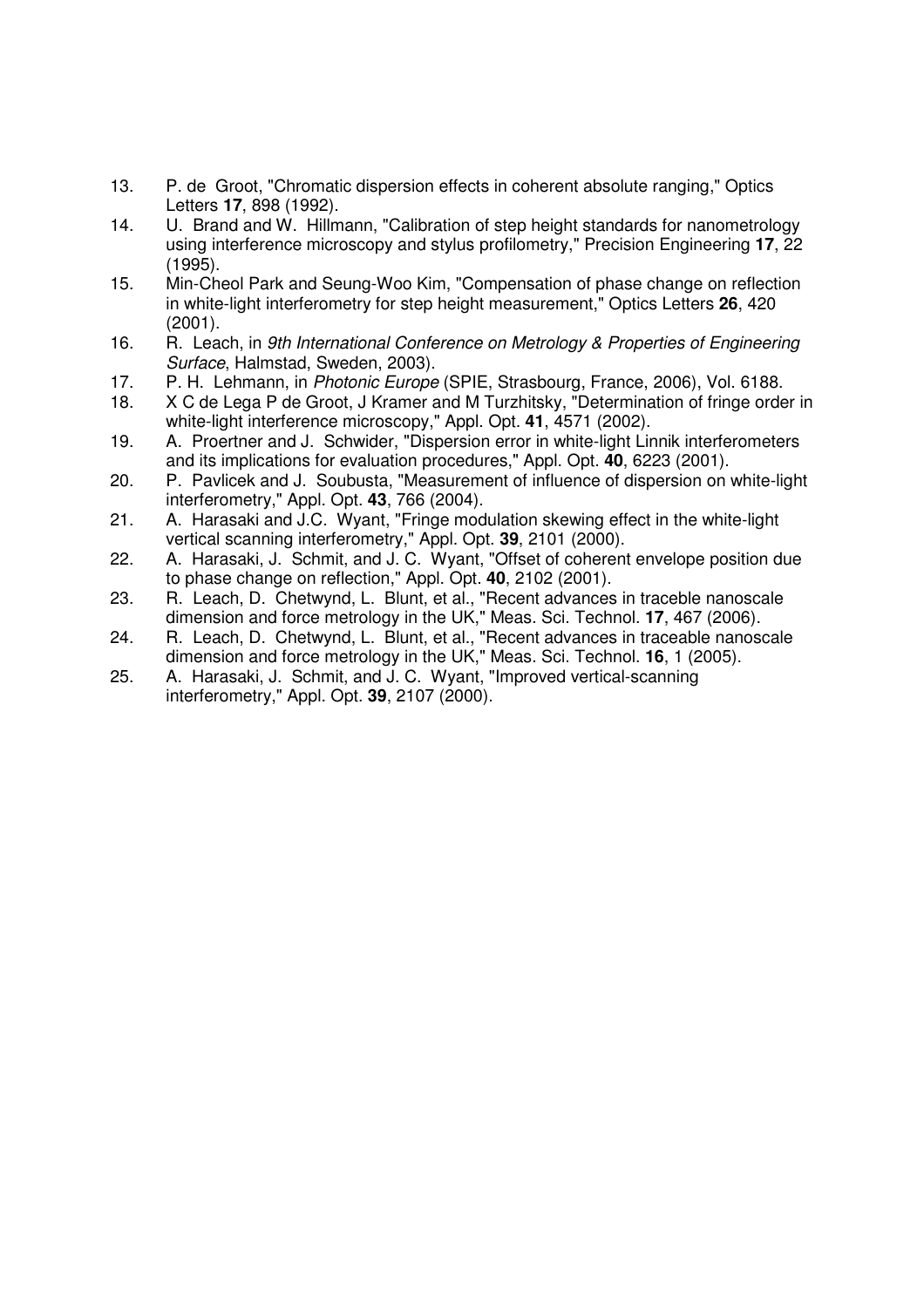13. P. de Groot, "Chromatic dispersion effects in coherent absolute ranging," Optics Letters **17**, 898 (1992).
14. U. Brand and W. Hillmann, "Calibration of step height standards for nanometrology using interference microscopy and stylus profilometry," Precision Engineering **17**, 22 (1995).
15. Min-Cheol Park and Seung-Woo Kim, "Compensation of phase change on reflection in white-light interferometry for step height measurement," Optics Letters **26**, 420 (2001).
16. R. Leach, in *9th International Conference on Metrology & Properties of Engineering Surface*, Halmstad, Sweden, 2003).
17. P. H. Lehmann, in *Photonic Europe* (SPIE, Strasbourg, France, 2006), Vol. 6188.
18. X C de Lega P de Groot, J Kramer and M Turzhitsky, "Determination of fringe order in white-light interference microscopy," Appl. Opt. **41**, 4571 (2002).
19. A. Proertner and J. Schwider, "Dispersion error in white-light Linnik interferometers and its implications for evaluation procedures," Appl. Opt. **40**, 6223 (2001).
20. P. Pavlicek and J. Soubusta, "Measurement of influence of dispersion on white-light interferometry," Appl. Opt. **43**, 766 (2004).
21. A. Harasaki and J.C. Wyant, "Fringe modulation skewing effect in the white-light vertical scanning interferometry," Appl. Opt. **39**, 2101 (2000).
22. A. Harasaki, J. Schmit, and J. C. Wyant, "Offset of coherent envelope position due to phase change on reflection," Appl. Opt. **40**, 2102 (2001).
23. R. Leach, D. Chetwynd, L. Blunt, et al., "Recent advances in traceble nanoscale dimension and force metrology in the UK," Meas. Sci. Technol. **17**, 467 (2006).
24. R. Leach, D. Chetwynd, L. Blunt, et al., "Recent advances in traceable nanoscale dimension and force metrology in the UK," Meas. Sci. Technol. **16**, 1 (2005).
25. A. Harasaki, J. Schmit, and J. C. Wyant, "Improved vertical-scanning interferometry," Appl. Opt. **39**, 2107 (2000).